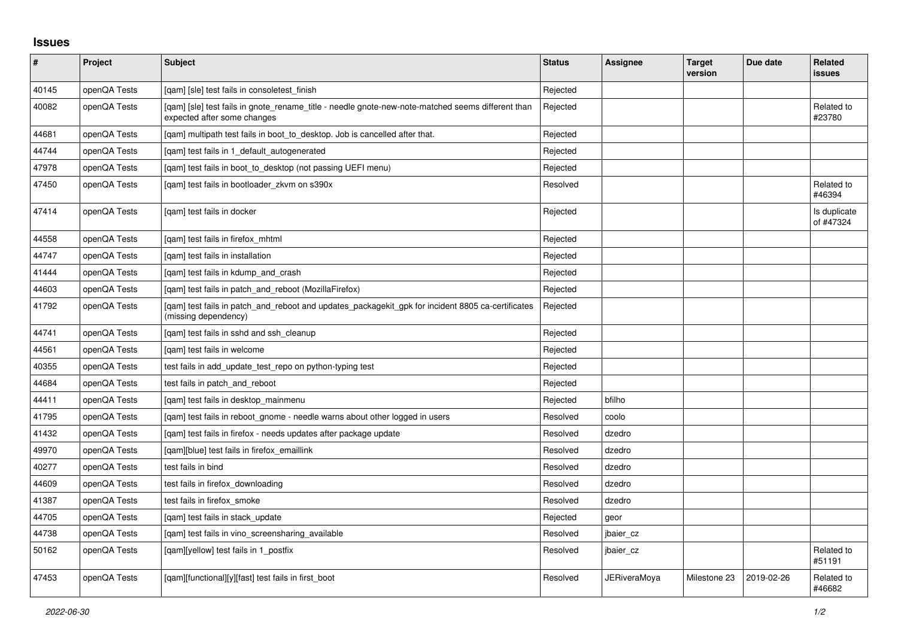# Issues

| # | Project | Subject | Status | Assignee | Target version | Due date | Related issues |
|---|---|---|---|---|---|---|---|
| 40145 | openQA Tests | [qam] [sle] test fails in consoletest_finish | Rejected | | | | |
| 40082 | openQA Tests | [qam] [sle] test fails in gnote_rename_title - needle gnote-new-note-matched seems different than expected after some changes | Rejected | | | | Related to #23780 |
| 44681 | openQA Tests | [qam] multipath test fails in boot_to_desktop. Job is cancelled after that. | Rejected | | | | |
| 44744 | openQA Tests | [qam] test fails in 1_default_autogenerated | Rejected | | | | |
| 47978 | openQA Tests | [qam] test fails in boot_to_desktop (not passing UEFI menu) | Rejected | | | | |
| 47450 | openQA Tests | [qam] test fails in bootloader_zkvm on s390x | Resolved | | | | Related to #46394 |
| 47414 | openQA Tests | [qam] test fails in docker | Rejected | | | | Is duplicate of #47324 |
| 44558 | openQA Tests | [qam] test fails in firefox_mhtml | Rejected | | | | |
| 44747 | openQA Tests | [qam] test fails in installation | Rejected | | | | |
| 41444 | openQA Tests | [qam] test fails in kdump_and_crash | Rejected | | | | |
| 44603 | openQA Tests | [qam] test fails in patch_and_reboot (MozillaFirefox) | Rejected | | | | |
| 41792 | openQA Tests | [qam] test fails in patch_and_reboot and updates_packagekit_gpk for incident 8805 ca-certificates (missing dependency) | Rejected | | | | |
| 44741 | openQA Tests | [qam] test fails in sshd and ssh_cleanup | Rejected | | | | |
| 44561 | openQA Tests | [qam] test fails in welcome | Rejected | | | | |
| 40355 | openQA Tests | test fails in add_update_test_repo on python-typing test | Rejected | | | | |
| 44684 | openQA Tests | test fails in patch_and_reboot | Rejected | | | | |
| 44411 | openQA Tests | [qam] test fails in desktop_mainmenu | Rejected | bfilho | | | |
| 41795 | openQA Tests | [qam] test fails in reboot_gnome - needle warns about other logged in users | Resolved | coolo | | | |
| 41432 | openQA Tests | [qam] test fails in firefox - needs updates after package update | Resolved | dzedro | | | |
| 49970 | openQA Tests | [qam][blue] test fails in firefox_emaillink | Resolved | dzedro | | | |
| 40277 | openQA Tests | test fails in bind | Resolved | dzedro | | | |
| 44609 | openQA Tests | test fails in firefox_downloading | Resolved | dzedro | | | |
| 41387 | openQA Tests | test fails in firefox_smoke | Resolved | dzedro | | | |
| 44705 | openQA Tests | [qam] test fails in stack_update | Rejected | geor | | | |
| 44738 | openQA Tests | [qam] test fails in vino_screensharing_available | Resolved | jbaier_cz | | | |
| 50162 | openQA Tests | [qam][yellow] test fails in 1_postfix | Resolved | jbaier_cz | | | Related to #51191 |
| 47453 | openQA Tests | [qam][functional][y][fast] test fails in first_boot | Resolved | JERiveraMoya | Milestone 23 | 2019-02-26 | Related to #46682 |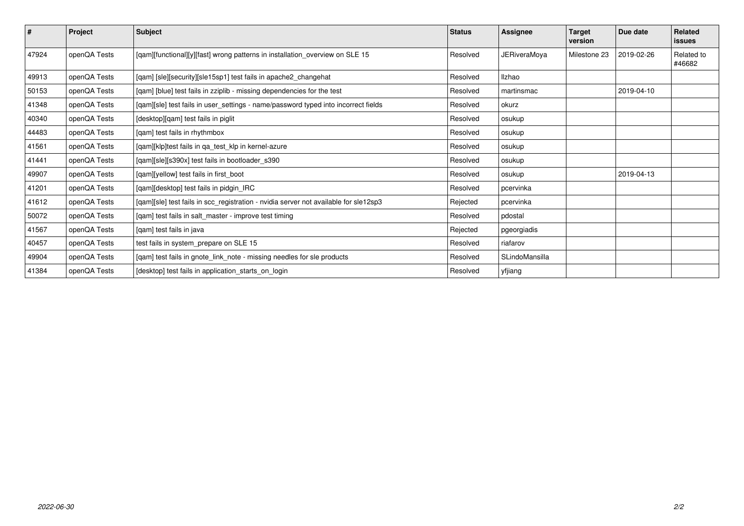| # | Project | Subject | Status | Assignee | Target version | Due date | Related issues |
|---|---|---|---|---|---|---|---|
| 47924 | openQA Tests | [qam][functional][y][fast] wrong patterns in installation_overview on SLE 15 | Resolved | JERiveraMoya | Milestone 23 | 2019-02-26 | Related to #46682 |
| 49913 | openQA Tests | [qam] [sle][security][sle15sp1] test fails in apache2_changehat | Resolved | llzhao | | | |
| 50153 | openQA Tests | [qam] [blue] test fails in zziplib - missing dependencies for the test | Resolved | martinsmac | | 2019-04-10 | |
| 41348 | openQA Tests | [qam][sle] test fails in user_settings - name/password typed into incorrect fields | Resolved | okurz | | | |
| 40340 | openQA Tests | [desktop][qam] test fails in piglit | Resolved | osukup | | | |
| 44483 | openQA Tests | [qam] test fails in rhythmbox | Resolved | osukup | | | |
| 41561 | openQA Tests | [qam][klp]test fails in qa_test_klp in kernel-azure | Resolved | osukup | | | |
| 41441 | openQA Tests | [qam][sle][s390x] test fails in bootloader_s390 | Resolved | osukup | | | |
| 49907 | openQA Tests | [qam][yellow] test fails in first_boot | Resolved | osukup | | 2019-04-13 | |
| 41201 | openQA Tests | [qam][desktop] test fails in pidgin_IRC | Resolved | pcervinka | | | |
| 41612 | openQA Tests | [qam][sle] test fails in scc_registration - nvidia server not available for sle12sp3 | Rejected | pcervinka | | | |
| 50072 | openQA Tests | [qam] test fails in salt_master - improve test timing | Resolved | pdostal | | | |
| 41567 | openQA Tests | [qam] test fails in java | Rejected | pgeorgiadis | | | |
| 40457 | openQA Tests | test fails in system_prepare on SLE 15 | Resolved | riafarov | | | |
| 49904 | openQA Tests | [qam] test fails in gnote_link_note - missing needles for sle products | Resolved | SLindoMansilla | | | |
| 41384 | openQA Tests | [desktop] test fails in application_starts_on_login | Resolved | yfjiang | | | |